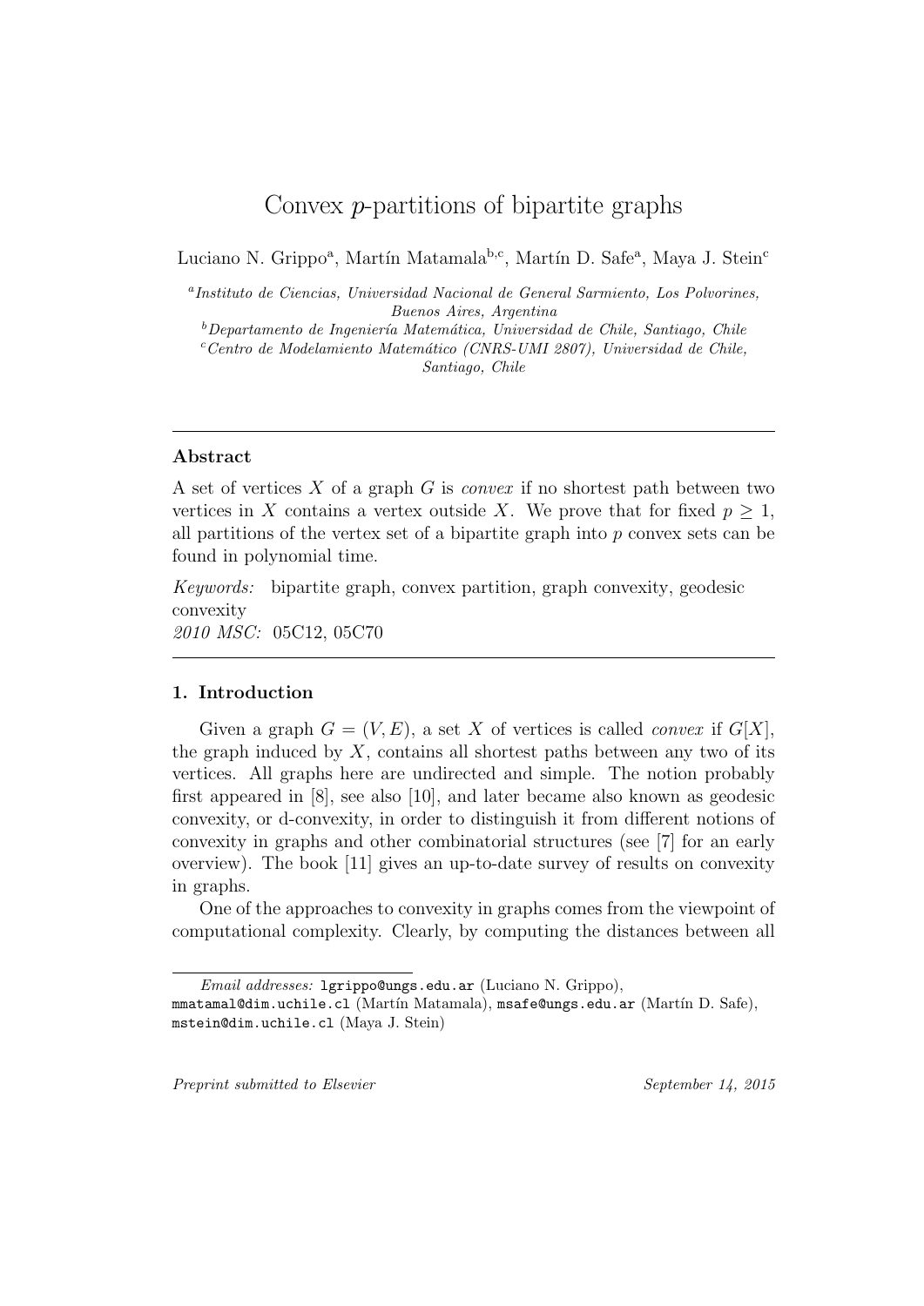# Convex $p$-partitions of bipartite graphs

Luciano N. Grippo[a], Martín Matamala[b,c], Martín D. Safe[a], Maya J. Stein[c]

[a] *Instituto de Ciencias, Universidad Nacional de General Sarmiento, Los Polvorines, Buenos Aires, Argentina*

[b] *Departamento de Ingeniería Matemática, Universidad de Chile, Santiago, Chile*

[c] *Centro de Modelamiento Matemático (CNRS-UMI 2807), Universidad de Chile, Santiago, Chile*

---

### Abstract

A set of vertices $X$ of a graph $G$ is *convex* if no shortest path between two vertices in $X$ contains a vertex outside $X$. We prove that for fixed $p \geq 1$, all partitions of the vertex set of a bipartite graph into $p$ convex sets can be found in polynomial time.

*Keywords:* bipartite graph, convex partition, graph convexity, geodesic convexity

*2010 MSC:* 05C12, 05C70

---

## 1. Introduction

Given a graph $G = (V, E)$, a set $X$ of vertices is called *convex* if $G[X]$, the graph induced by $X$, contains all shortest paths between any two of its vertices. All graphs here are undirected and simple. The notion probably first appeared in [8], see also [10], and later became also known as geodesic convexity, or d-convexity, in order to distinguish it from different notions of convexity in graphs and other combinatorial structures (see [7] for an early overview). The book [11] gives an up-to-date survey of results on convexity in graphs.

One of the approaches to convexity in graphs comes from the viewpoint of computational complexity. Clearly, by computing the distances between all

---

*Email addresses:* lgrippo@ungs.edu.ar (Luciano N. Grippo), mmatamal@dim.uchile.cl (Martín Matamala), msafe@ungs.edu.ar (Martín D. Safe), mstein@dim.uchile.cl (Maya J. Stein)

*Preprint submitted to Elsevier* *September 14, 2015*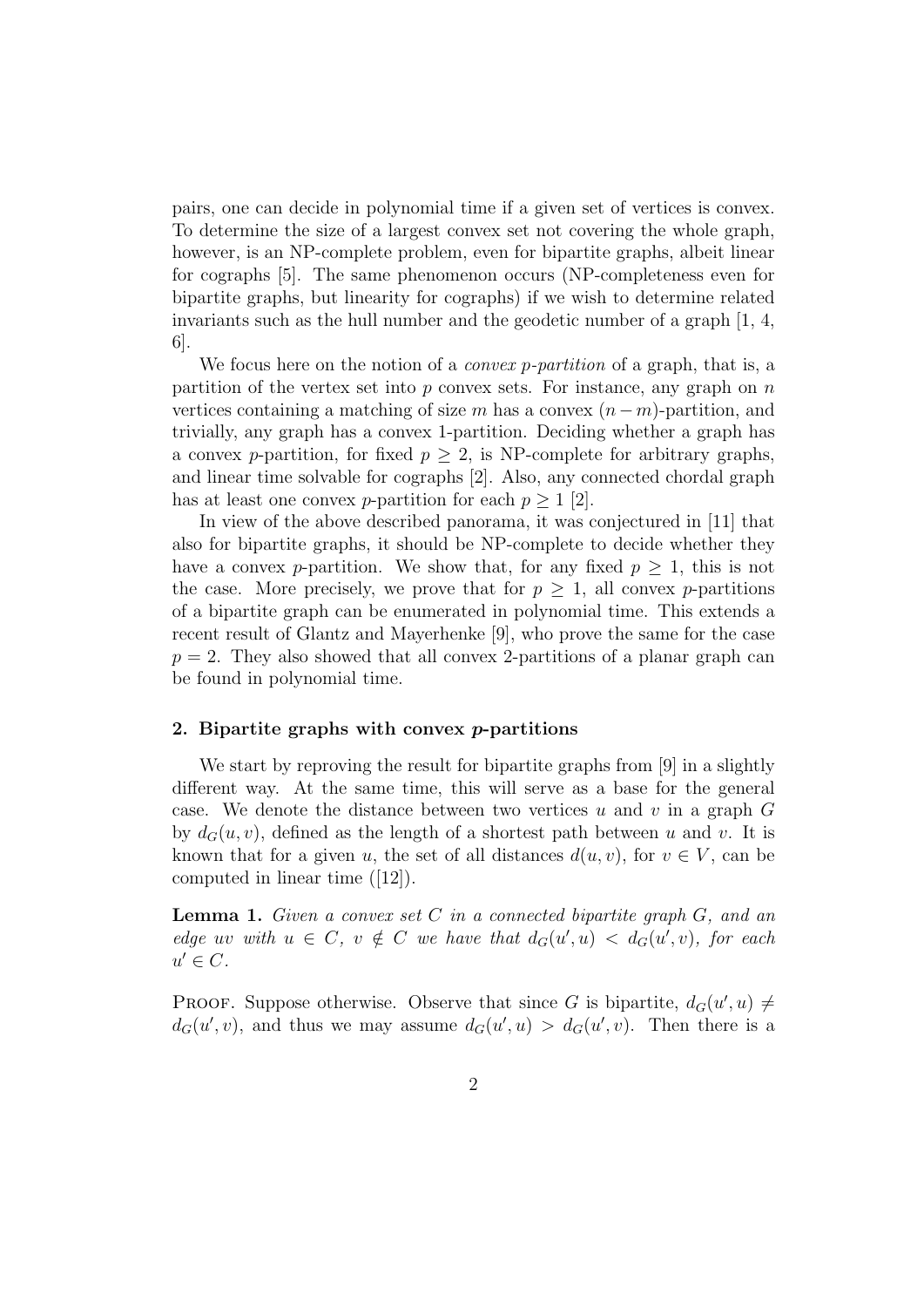pairs, one can decide in polynomial time if a given set of vertices is convex. To determine the size of a largest convex set not covering the whole graph, however, is an NP-complete problem, even for bipartite graphs, albeit linear for cographs [5]. The same phenomenon occurs (NP-completeness even for bipartite graphs, but linearity for cographs) if we wish to determine related invariants such as the hull number and the geodetic number of a graph [1, 4, 6].

We focus here on the notion of a *convex $p$-partition* of a graph, that is, a partition of the vertex set into $p$ convex sets. For instance, any graph on $n$ vertices containing a matching of size $m$ has a convex $(n-m)$-partition, and trivially, any graph has a convex 1-partition. Deciding whether a graph has a convex $p$-partition, for fixed $p \geq 2$, is NP-complete for arbitrary graphs, and linear time solvable for cographs [2]. Also, any connected chordal graph has at least one convex $p$-partition for each $p \geq 1$ [2].

In view of the above described panorama, it was conjectured in [11] that also for bipartite graphs, it should be NP-complete to decide whether they have a convex $p$-partition. We show that, for any fixed $p \geq 1$, this is not the case. More precisely, we prove that for $p \geq 1$, all convex $p$-partitions of a bipartite graph can be enumerated in polynomial time. This extends a recent result of Glantz and Mayerhenke [9], who prove the same for the case $p = 2$. They also showed that all convex 2-partitions of a planar graph can be found in polynomial time.

## 2. Bipartite graphs with convex $p$-partitions

We start by reproving the result for bipartite graphs from [9] in a slightly different way. At the same time, this will serve as a base for the general case. We denote the distance between two vertices $u$ and $v$ in a graph $G$ by $d_G(u, v)$, defined as the length of a shortest path between $u$ and $v$. It is known that for a given $u$, the set of all distances $d(u, v)$, for $v \in V$, can be computed in linear time ([12]).

**Lemma 1.** *Given a convex set $C$ in a connected bipartite graph $G$, and an edge $uv$ with $u \in C$, $v \notin C$ we have that $d_G(u', u) < d_G(u', v)$, for each $u' \in C$.*

Proof. Suppose otherwise. Observe that since $G$ is bipartite, $d_G(u', u) \neq d_G(u', v)$, and thus we may assume $d_G(u', u) > d_G(u', v)$. Then there is a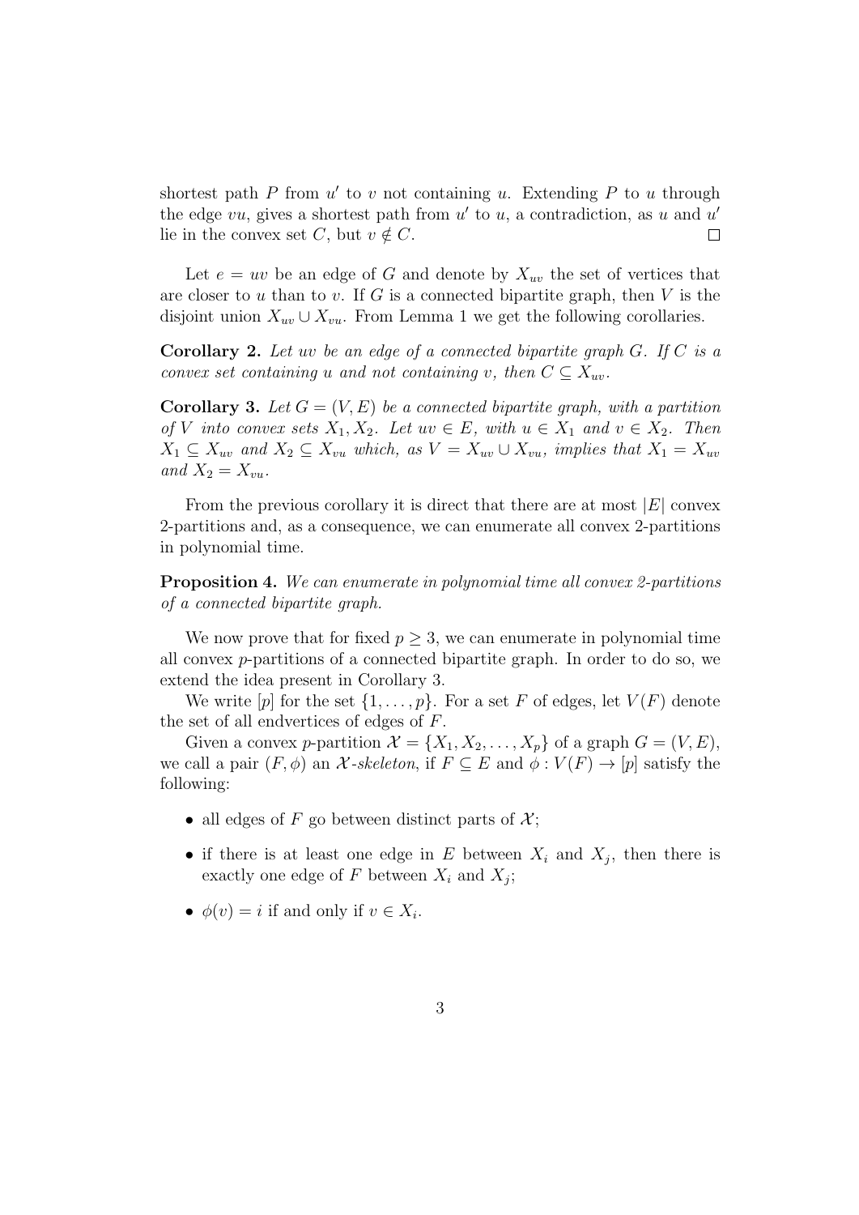shortest path $P$ from $u'$ to $v$ not containing $u$. Extending $P$ to $u$ through the edge $vu$, gives a shortest path from $u'$ to $u$, a contradiction, as $u$ and $u'$ lie in the convex set $C$, but $v \notin C$. $\square$

Let $e = uv$ be an edge of $G$ and denote by $X_{uv}$ the set of vertices that are closer to $u$ than to $v$. If $G$ is a connected bipartite graph, then $V$ is the disjoint union $X_{uv} \cup X_{vu}$. From Lemma 1 we get the following corollaries.

**Corollary 2.** *Let $uv$ be an edge of a connected bipartite graph $G$. If $C$ is a convex set containing $u$ and not containing $v$, then $C \subseteq X_{uv}$.*

**Corollary 3.** *Let $G = (V, E)$ be a connected bipartite graph, with a partition of $V$ into convex sets $X_1, X_2$. Let $uv \in E$, with $u \in X_1$ and $v \in X_2$. Then $X_1 \subseteq X_{uv}$ and $X_2 \subseteq X_{vu}$ which, as $V = X_{uv} \cup X_{vu}$, implies that $X_1 = X_{uv}$ and $X_2 = X_{vu}$.*

From the previous corollary it is direct that there are at most $|E|$ convex 2-partitions and, as a consequence, we can enumerate all convex 2-partitions in polynomial time.

**Proposition 4.** *We can enumerate in polynomial time all convex 2-partitions of a connected bipartite graph.*

We now prove that for fixed $p \geq 3$, we can enumerate in polynomial time all convex $p$-partitions of a connected bipartite graph. In order to do so, we extend the idea present in Corollary 3.

We write $[p]$ for the set $\{1, \ldots, p\}$. For a set $F$ of edges, let $V(F)$ denote the set of all endvertices of edges of $F$.

Given a convex $p$-partition $\mathcal{X} = \{X_1, X_2, \ldots, X_p\}$ of a graph $G = (V, E)$, we call a pair $(F, \phi)$ an *$\mathcal{X}$-skeleton*, if $F \subseteq E$ and $\phi : V(F) \to [p]$ satisfy the following:

- all edges of $F$ go between distinct parts of $\mathcal{X}$;
- if there is at least one edge in $E$ between $X_i$ and $X_j$, then there is exactly one edge of $F$ between $X_i$ and $X_j$;
- $\phi(v) = i$ if and only if $v \in X_i$.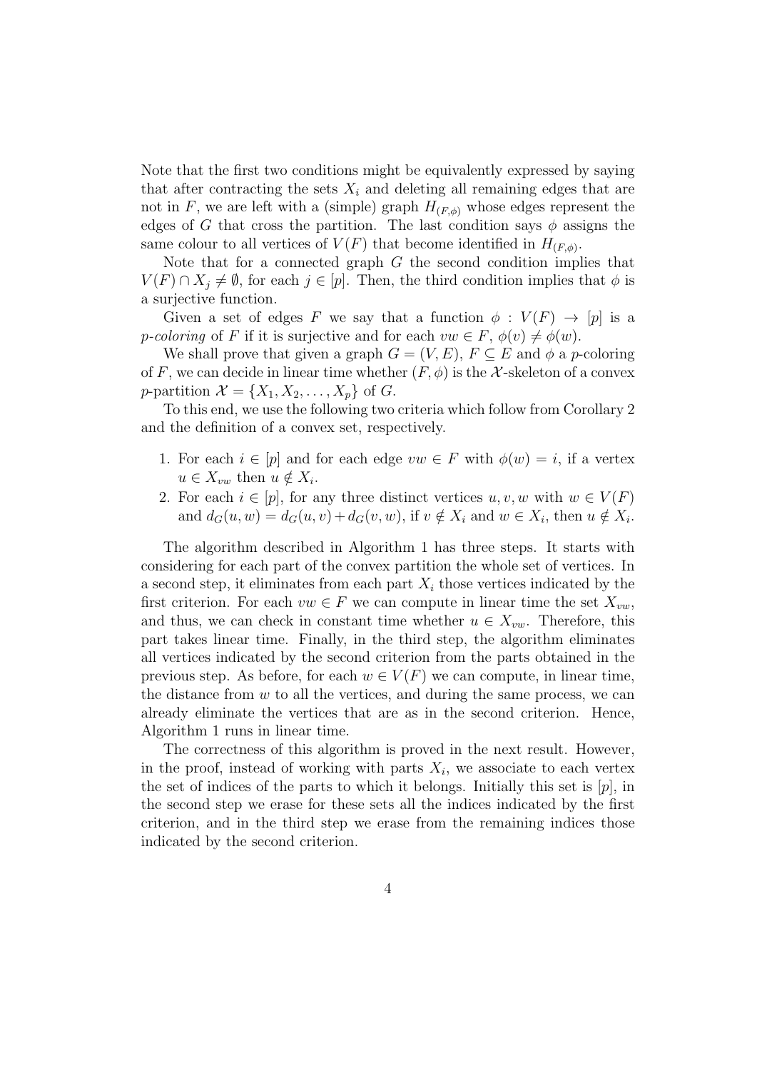Note that the first two conditions might be equivalently expressed by saying that after contracting the sets $X_i$ and deleting all remaining edges that are not in $F$, we are left with a (simple) graph $H_{(F,\phi)}$ whose edges represent the edges of $G$ that cross the partition. The last condition says $\phi$ assigns the same colour to all vertices of $V(F)$ that become identified in $H_{(F,\phi)}$.

Note that for a connected graph $G$ the second condition implies that $V(F) \cap X_j \neq \emptyset$, for each $j \in [p]$. Then, the third condition implies that $\phi$ is a surjective function.

Given a set of edges $F$ we say that a function $\phi : V(F) \to [p]$ is a *p-coloring* of $F$ if it is surjective and for each $vw \in F$, $\phi(v) \neq \phi(w)$.

We shall prove that given a graph $G = (V, E)$, $F \subseteq E$ and $\phi$ a $p$-coloring of $F$, we can decide in linear time whether $(F, \phi)$ is the $\mathcal{X}$-skeleton of a convex $p$-partition $\mathcal{X} = \{X_1, X_2, \ldots, X_p\}$ of $G$.

To this end, we use the following two criteria which follow from Corollary 2 and the definition of a convex set, respectively.

1. For each $i \in [p]$ and for each edge $vw \in F$ with $\phi(w) = i$, if a vertex $u \in X_{vw}$ then $u \notin X_i$.
2. For each $i \in [p]$, for any three distinct vertices $u, v, w$ with $w \in V(F)$ and $d_G(u, w) = d_G(u, v) + d_G(v, w)$, if $v \notin X_i$ and $w \in X_i$, then $u \notin X_i$.

The algorithm described in Algorithm 1 has three steps. It starts with considering for each part of the convex partition the whole set of vertices. In a second step, it eliminates from each part $X_i$ those vertices indicated by the first criterion. For each $vw \in F$ we can compute in linear time the set $X_{vw}$, and thus, we can check in constant time whether $u \in X_{vw}$. Therefore, this part takes linear time. Finally, in the third step, the algorithm eliminates all vertices indicated by the second criterion from the parts obtained in the previous step. As before, for each $w \in V(F)$ we can compute, in linear time, the distance from $w$ to all the vertices, and during the same process, we can already eliminate the vertices that are as in the second criterion. Hence, Algorithm 1 runs in linear time.

The correctness of this algorithm is proved in the next result. However, in the proof, instead of working with parts $X_i$, we associate to each vertex the set of indices of the parts to which it belongs. Initially this set is $[p]$, in the second step we erase for these sets all the indices indicated by the first criterion, and in the third step we erase from the remaining indices those indicated by the second criterion.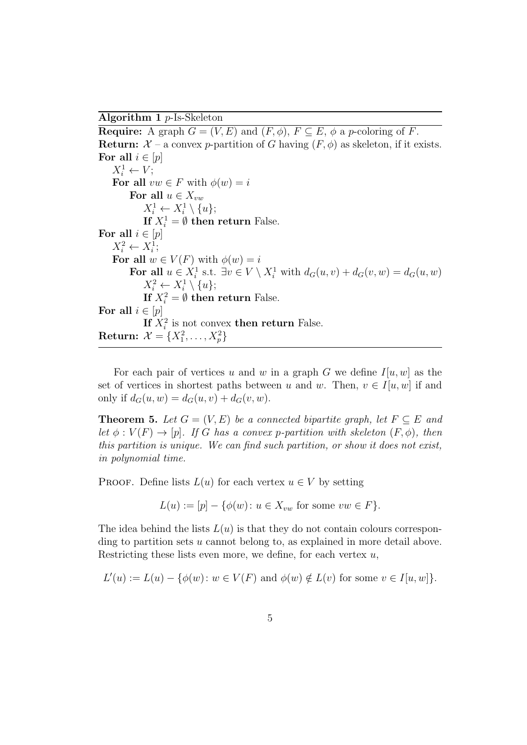**Algorithm 1** $p$-Is-Skeleton

```
Require: A graph G = (V, E) and (F, φ), F ⊆ E, φ a p-coloring of F.
Return: 𝒳 – a convex p-partition of G having (F, φ) as skeleton, if it exists.
For all i ∈ [p]
    X_i^1 ← V;
    For all vw ∈ F with φ(w) = i
        For all u ∈ X_vw
            X_i^1 ← X_i^1 \ {u};
            If X_i^1 = ∅ then return False.
For all i ∈ [p]
    X_i^2 ← X_i^1;
    For all w ∈ V(F) with φ(w) = i
        For all u ∈ X_i^1 s.t. ∃v ∈ V \ X_i^1 with d_G(u, v) + d_G(v, w) = d_G(u, w)
            X_i^2 ← X_i^1 \ {u};
            If X_i^2 = ∅ then return False.
For all i ∈ [p]
            If X_i^2 is not convex then return False.
Return: 𝒳 = {X_1^2, ..., X_p^2}
```

For each pair of vertices $u$ and $w$ in a graph $G$ we define $I[u, w]$ as the set of vertices in shortest paths between $u$ and $w$. Then, $v \in I[u, w]$ if and only if $d_G(u, w) = d_G(u, v) + d_G(v, w)$.

**Theorem 5.** *Let $G = (V, E)$ be a connected bipartite graph, let $F \subseteq E$ and let $\phi : V(F) \to [p]$. If $G$ has a convex $p$-partition with skeleton $(F, \phi)$, then this partition is unique. We can find such partition, or show it does not exist, in polynomial time.*

Proof. Define lists $L(u)$ for each vertex $u \in V$ by setting

$$L(u) := [p] - \{\phi(w) \colon u \in X_{vw} \text{ for some } vw \in F\}.$$

The idea behind the lists $L(u)$ is that they do not contain colours corresponding to partition sets $u$ cannot belong to, as explained in more detail above. Restricting these lists even more, we define, for each vertex $u$,

$$L'(u) := L(u) - \{\phi(w) \colon w \in V(F) \text{ and } \phi(w) \notin L(v) \text{ for some } v \in I[u, w]\}.$$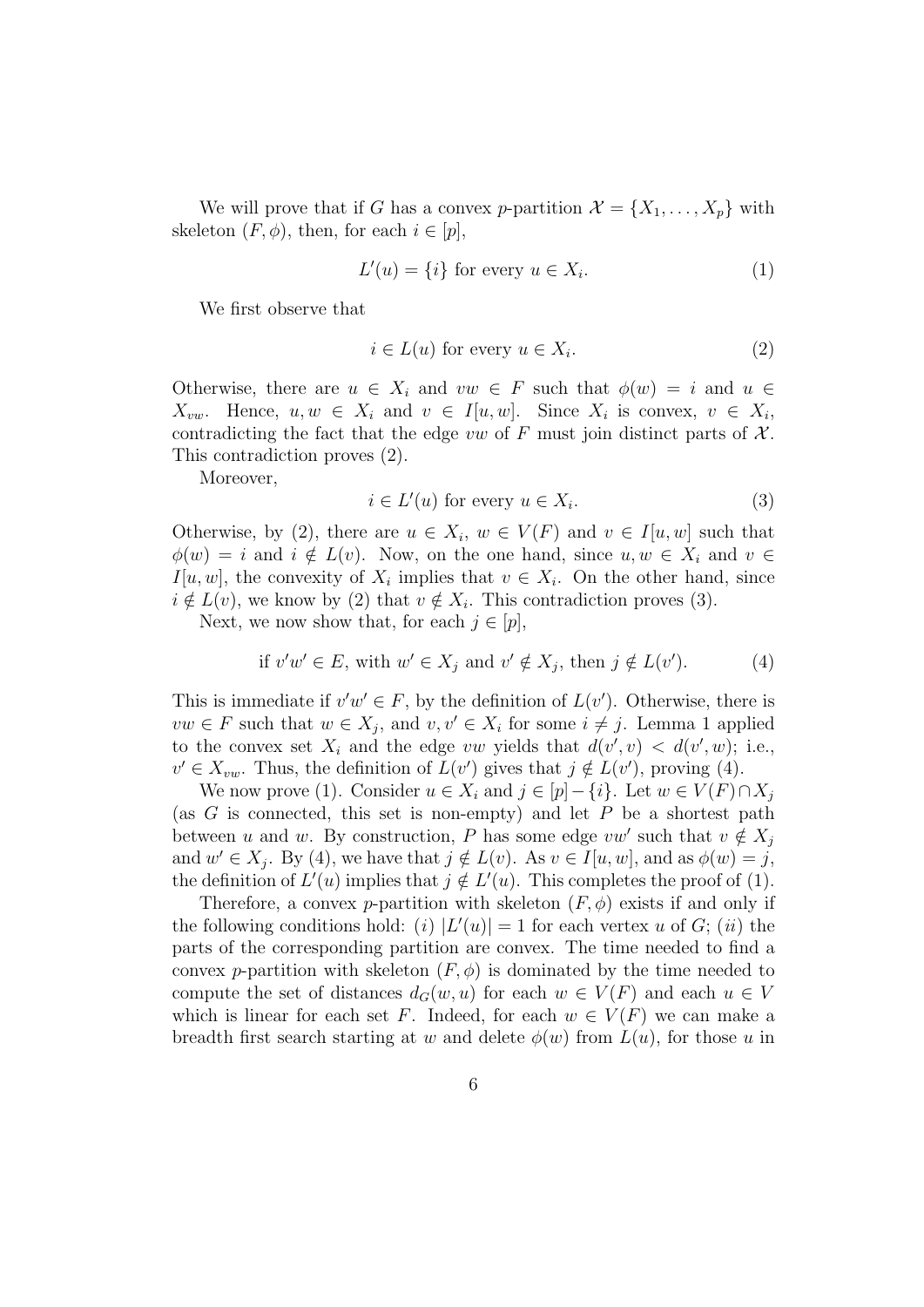We will prove that if $G$ has a convex $p$-partition $\mathcal{X} = \{X_1, \ldots, X_p\}$ with skeleton $(F, \phi)$, then, for each $i \in [p]$,

$$L'(u) = \{i\} \text{ for every } u \in X_i. \tag{1}$$

We first observe that

$$i \in L(u) \text{ for every } u \in X_i. \tag{2}$$

Otherwise, there are $u \in X_i$ and $vw \in F$ such that $\phi(w) = i$ and $u \in X_{vw}$. Hence, $u, w \in X_i$ and $v \in I[u, w]$. Since $X_i$ is convex, $v \in X_i$, contradicting the fact that the edge $vw$ of $F$ must join distinct parts of $\mathcal{X}$. This contradiction proves (2).

Moreover,

$$i \in L'(u) \text{ for every } u \in X_i. \tag{3}$$

Otherwise, by (2), there are $u \in X_i$, $w \in V(F)$ and $v \in I[u, w]$ such that $\phi(w) = i$ and $i \notin L(v)$. Now, on the one hand, since $u, w \in X_i$ and $v \in I[u, w]$, the convexity of $X_i$ implies that $v \in X_i$. On the other hand, since $i \notin L(v)$, we know by (2) that $v \notin X_i$. This contradiction proves (3).

Next, we now show that, for each $j \in [p]$,

$$\text{if } v'w' \in E, \text{ with } w' \in X_j \text{ and } v' \notin X_j, \text{ then } j \notin L(v'). \tag{4}$$

This is immediate if $v'w' \in F$, by the definition of $L(v')$. Otherwise, there is $vw \in F$ such that $w \in X_j$, and $v, v' \in X_i$ for some $i \neq j$. Lemma 1 applied to the convex set $X_i$ and the edge $vw$ yields that $d(v', v) < d(v', w)$; i.e., $v' \in X_{vw}$. Thus, the definition of $L(v')$ gives that $j \notin L(v')$, proving (4).

We now prove (1). Consider $u \in X_i$ and $j \in [p] - \{i\}$. Let $w \in V(F) \cap X_j$ (as $G$ is connected, this set is non-empty) and let $P$ be a shortest path between $u$ and $w$. By construction, $P$ has some edge $vw'$ such that $v \notin X_j$ and $w' \in X_j$. By (4), we have that $j \notin L(v)$. As $v \in I[u, w]$, and as $\phi(w) = j$, the definition of $L'(u)$ implies that $j \notin L'(u)$. This completes the proof of (1).

Therefore, a convex $p$-partition with skeleton $(F, \phi)$ exists if and only if the following conditions hold: $(i)$ $|L'(u)| = 1$ for each vertex $u$ of $G$; $(ii)$ the parts of the corresponding partition are convex. The time needed to find a convex $p$-partition with skeleton $(F, \phi)$ is dominated by the time needed to compute the set of distances $d_G(w, u)$ for each $w \in V(F)$ and each $u \in V$ which is linear for each set $F$. Indeed, for each $w \in V(F)$ we can make a breadth first search starting at $w$ and delete $\phi(w)$ from $L(u)$, for those $u$ in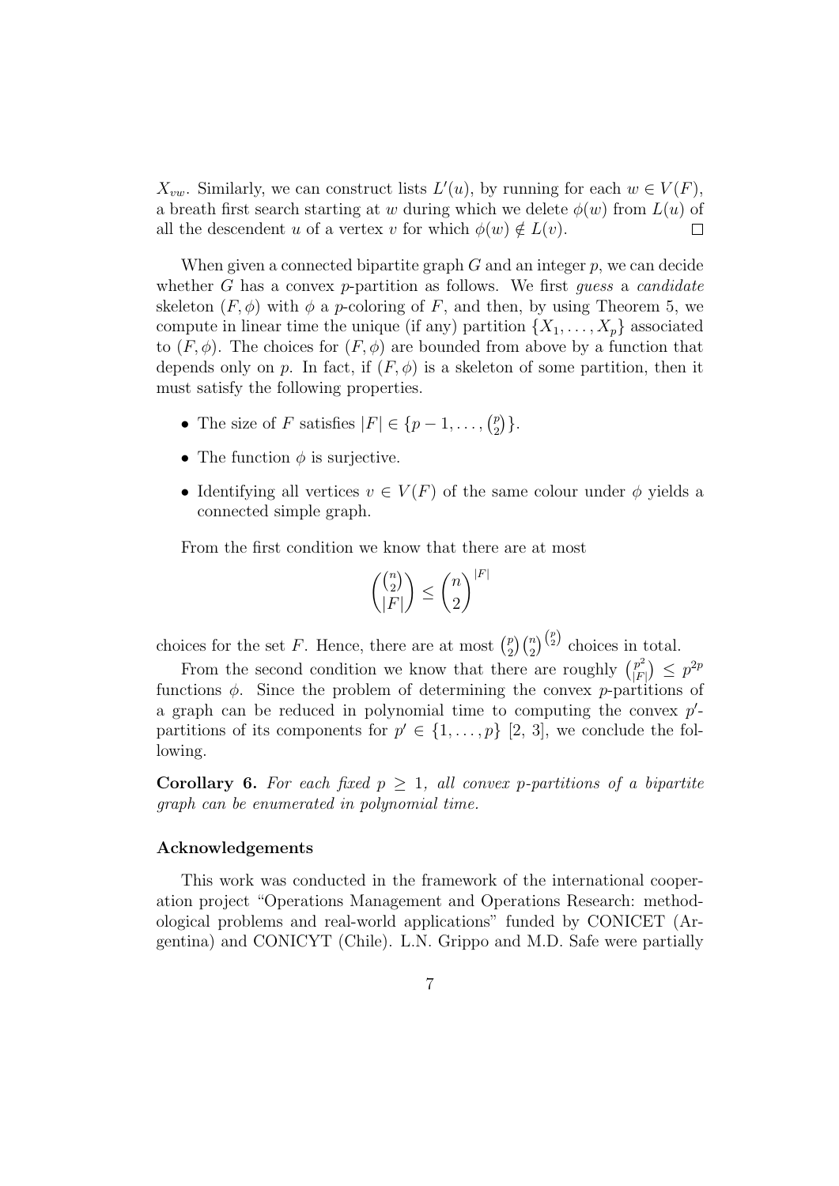$X_{vw}$. Similarly, we can construct lists $L'(u)$, by running for each $w \in V(F)$, a breath first search starting at $w$ during which we delete $\phi(w)$ from $L(u)$ of all the descendent $u$ of a vertex $v$ for which $\phi(w) \notin L(v)$. $\square$

When given a connected bipartite graph $G$ and an integer $p$, we can decide whether $G$ has a convex $p$-partition as follows. We first *guess* a *candidate* skeleton $(F, \phi)$ with $\phi$ a $p$-coloring of $F$, and then, by using Theorem 5, we compute in linear time the unique (if any) partition $\{X_1, \dots, X_p\}$ associated to $(F, \phi)$. The choices for $(F, \phi)$ are bounded from above by a function that depends only on $p$. In fact, if $(F, \phi)$ is a skeleton of some partition, then it must satisfy the following properties.

- The size of $F$ satisfies $|F| \in \{p-1, \dots, \binom{p}{2}\}$.
- The function $\phi$ is surjective.
- Identifying all vertices $v \in V(F)$ of the same colour under $\phi$ yields a connected simple graph.

From the first condition we know that there are at most

$$\binom{\binom{n}{2}}{|F|} \leq \binom{n}{2}^{|F|}$$

choices for the set $F$. Hence, there are at most $\binom{p}{2}\binom{n}{2}^{\binom{p}{2}}$ choices in total.

From the second condition we know that there are roughly $\binom{p^2}{|F|} \leq p^{2p}$ functions $\phi$. Since the problem of determining the convex $p$-partitions of a graph can be reduced in polynomial time to computing the convex $p'$-partitions of its components for $p' \in \{1, \dots, p\}$ [2, 3], we conclude the following.

**Corollary 6.** *For each fixed $p \geq 1$, all convex $p$-partitions of a bipartite graph can be enumerated in polynomial time.*

#### Acknowledgements

This work was conducted in the framework of the international cooperation project "Operations Management and Operations Research: methodological problems and real-world applications" funded by CONICET (Argentina) and CONICYT (Chile). L.N. Grippo and M.D. Safe were partially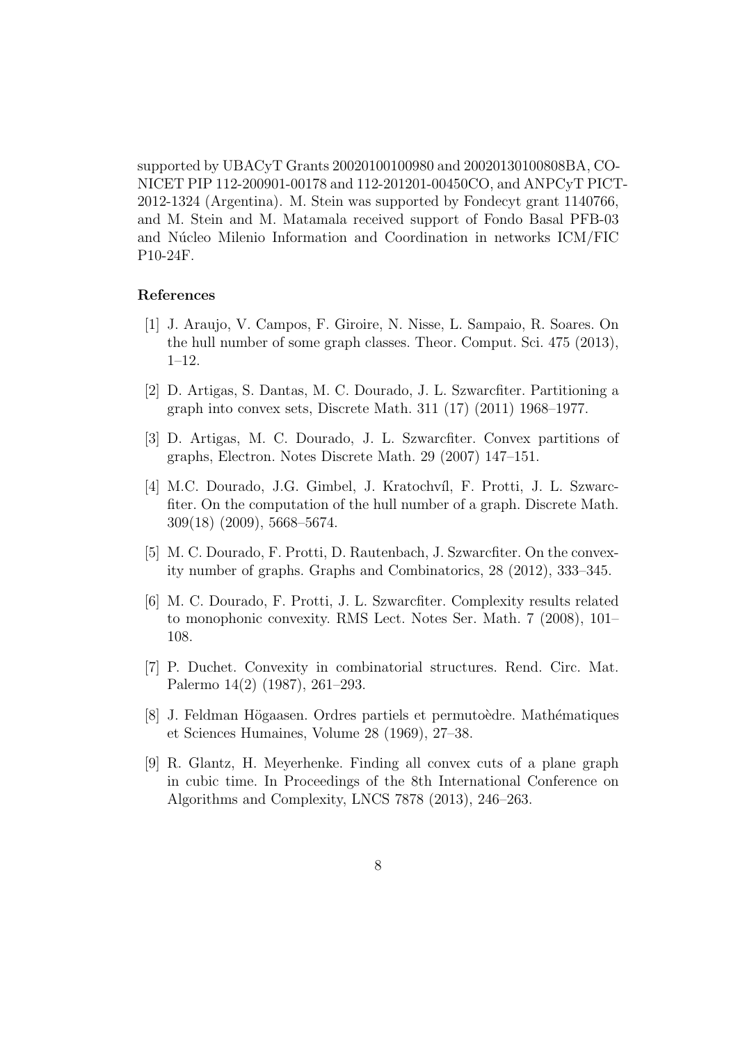supported by UBACyT Grants 20020100100980 and 20020130100808BA, CONICET PIP 112-200901-00178 and 112-201201-00450CO, and ANPCyT PICT-2012-1324 (Argentina). M. Stein was supported by Fondecyt grant 1140766, and M. Stein and M. Matamala received support of Fondo Basal PFB-03 and Núcleo Milenio Information and Coordination in networks ICM/FIC P10-24F.

## References

[1] J. Araujo, V. Campos, F. Giroire, N. Nisse, L. Sampaio, R. Soares. On the hull number of some graph classes. Theor. Comput. Sci. 475 (2013), 1–12.

[2] D. Artigas, S. Dantas, M. C. Dourado, J. L. Szwarcfiter. Partitioning a graph into convex sets, Discrete Math. 311 (17) (2011) 1968–1977.

[3] D. Artigas, M. C. Dourado, J. L. Szwarcfiter. Convex partitions of graphs, Electron. Notes Discrete Math. 29 (2007) 147–151.

[4] M.C. Dourado, J.G. Gimbel, J. Kratochvíl, F. Protti, J. L. Szwarcfiter. On the computation of the hull number of a graph. Discrete Math. 309(18) (2009), 5668–5674.

[5] M. C. Dourado, F. Protti, D. Rautenbach, J. Szwarcfiter. On the convexity number of graphs. Graphs and Combinatorics, 28 (2012), 333–345.

[6] M. C. Dourado, F. Protti, J. L. Szwarcfiter. Complexity results related to monophonic convexity. RMS Lect. Notes Ser. Math. 7 (2008), 101–108.

[7] P. Duchet. Convexity in combinatorial structures. Rend. Circ. Mat. Palermo 14(2) (1987), 261–293.

[8] J. Feldman Högaasen. Ordres partiels et permutoèdre. Mathématiques et Sciences Humaines, Volume 28 (1969), 27–38.

[9] R. Glantz, H. Meyerhenke. Finding all convex cuts of a plane graph in cubic time. In Proceedings of the 8th International Conference on Algorithms and Complexity, LNCS 7878 (2013), 246–263.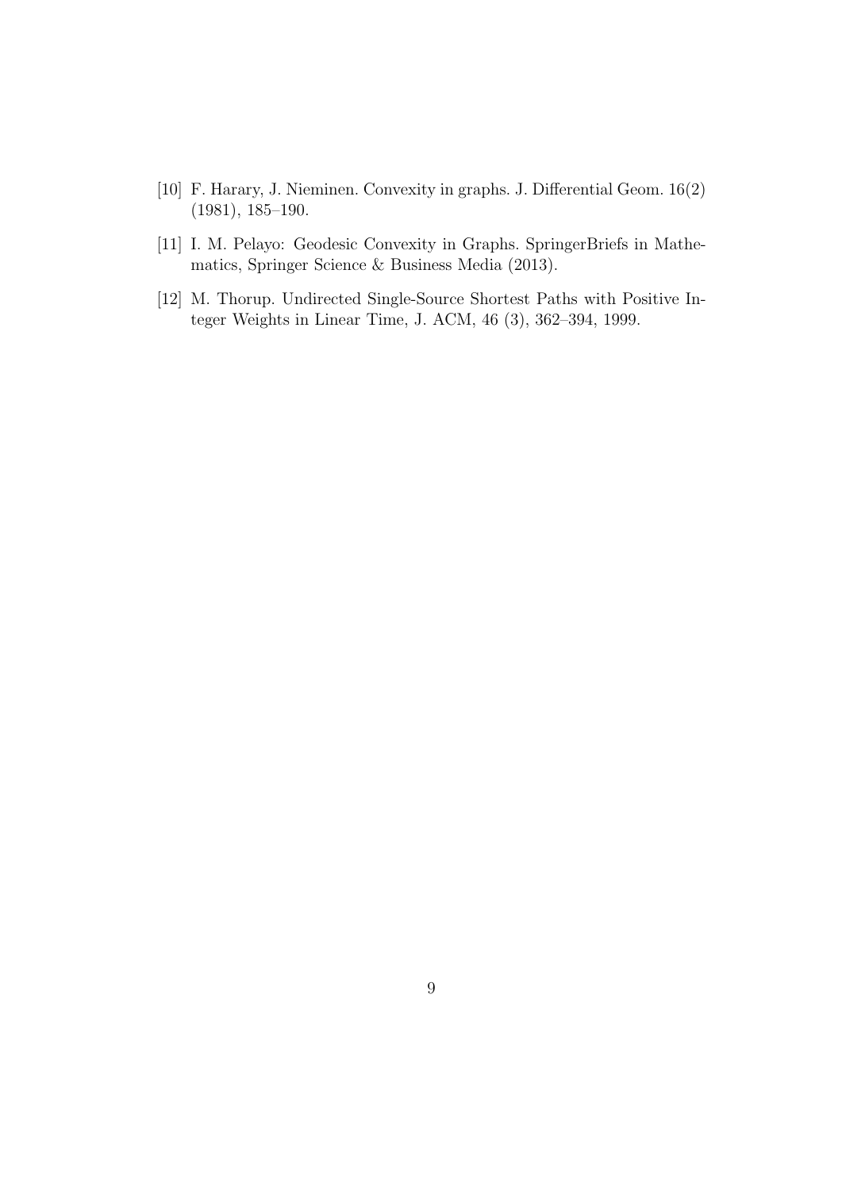[10] F. Harary, J. Nieminen. Convexity in graphs. J. Differential Geom. 16(2) (1981), 185–190.

[11] I. M. Pelayo: Geodesic Convexity in Graphs. SpringerBriefs in Mathematics, Springer Science & Business Media (2013).

[12] M. Thorup. Undirected Single-Source Shortest Paths with Positive Integer Weights in Linear Time, J. ACM, 46 (3), 362–394, 1999.